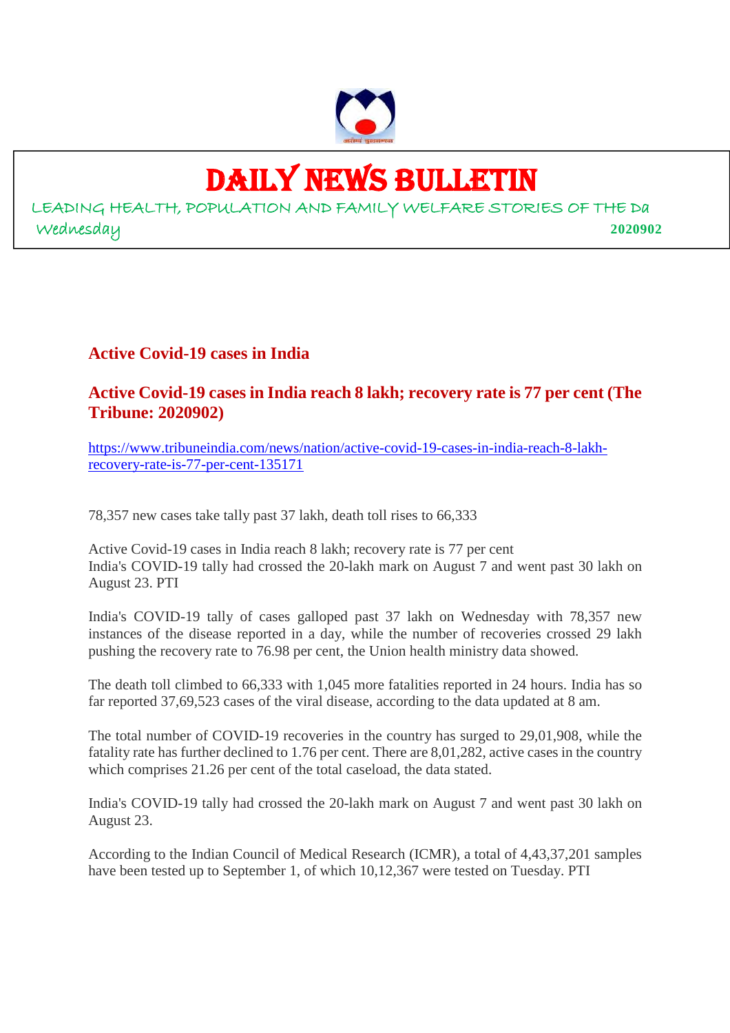# DAILY NEWS BULLETIN

LEADING HEALTH, POPULATION AND FAMILY WELFARE STORIES OF THE Da

Wednesday **2020902**

## Active Covid-19 cases in India

### Active Covid-19 cases in India reach 8 lakh; recovery rate is 77 per cent (The Tribune: 2020902)

https://www.tribuneindia.com/news/nation/active-covid-19-cases-in-india-reach-8-lakh-recovery-rate-is-77-per-cent-135171

78,357 new cases take tally past 37 lakh, death toll rises to 66,333

Active Covid-19 cases in India reach 8 lakh; recovery rate is 77 per cent
India's COVID-19 tally had crossed the 20-lakh mark on August 7 and went past 30 lakh on August 23. PTI

India's COVID-19 tally of cases galloped past 37 lakh on Wednesday with 78,357 new instances of the disease reported in a day, while the number of recoveries crossed 29 lakh pushing the recovery rate to 76.98 per cent, the Union health ministry data showed.

The death toll climbed to 66,333 with 1,045 more fatalities reported in 24 hours. India has so far reported 37,69,523 cases of the viral disease, according to the data updated at 8 am.

The total number of COVID-19 recoveries in the country has surged to 29,01,908, while the fatality rate has further declined to 1.76 per cent. There are 8,01,282, active cases in the country which comprises 21.26 per cent of the total caseload, the data stated.

India's COVID-19 tally had crossed the 20-lakh mark on August 7 and went past 30 lakh on August 23.

According to the Indian Council of Medical Research (ICMR), a total of 4,43,37,201 samples have been tested up to September 1, of which 10,12,367 were tested on Tuesday. PTI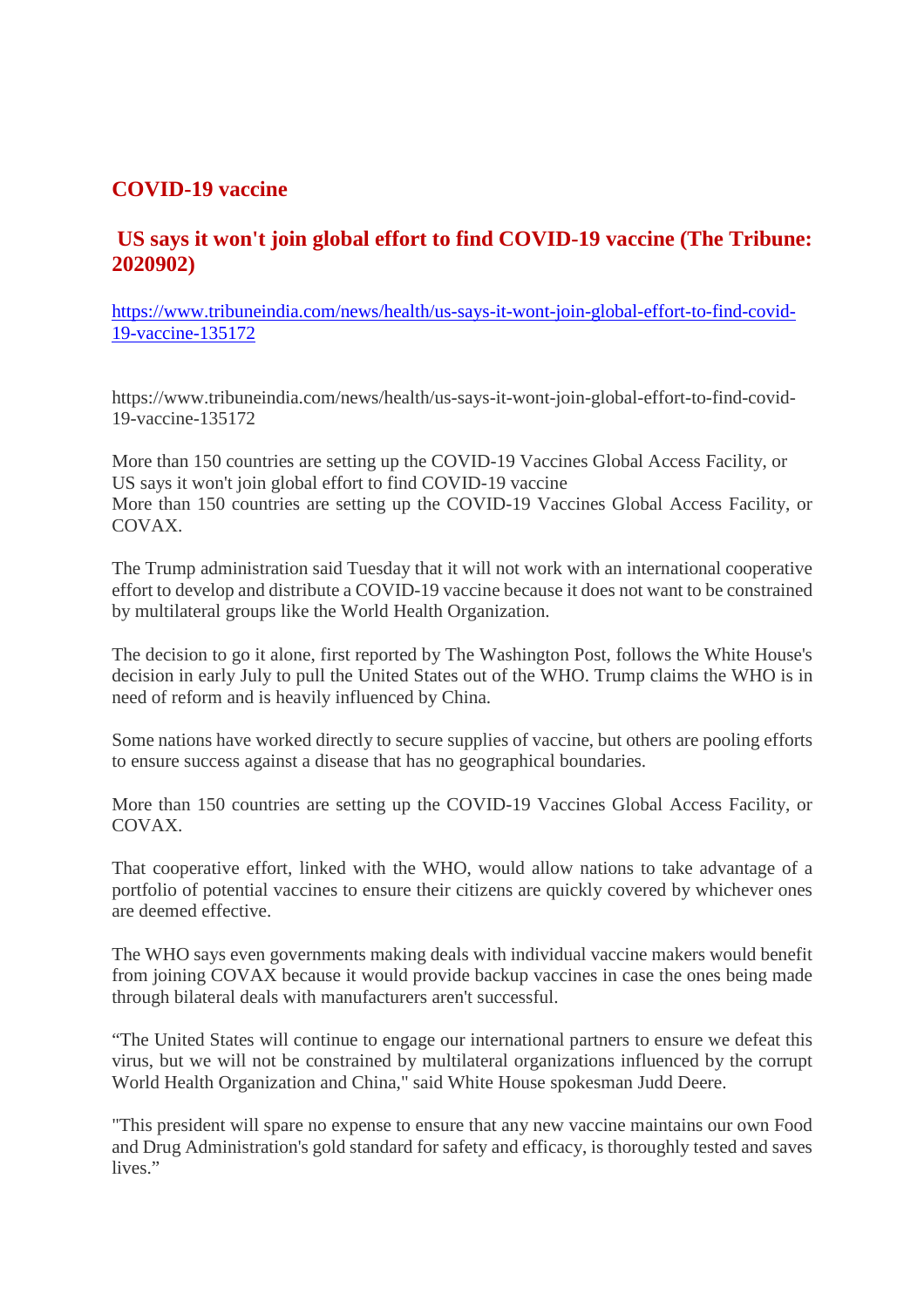## COVID-19 vaccine

### US says it won't join global effort to find COVID-19 vaccine (The Tribune: 2020902)

[https://www.tribuneindia.com/news/health/us-says-it-wont-join-global-effort-to-find-covid-19-vaccine-135172](https://www.tribuneindia.com/news/health/us-says-it-wont-join-global-effort-to-find-covid-19-vaccine-135172)

https://www.tribuneindia.com/news/health/us-says-it-wont-join-global-effort-to-find-covid-19-vaccine-135172

More than 150 countries are setting up the COVID-19 Vaccines Global Access Facility, or
US says it won't join global effort to find COVID-19 vaccine
More than 150 countries are setting up the COVID-19 Vaccines Global Access Facility, or COVAX.

The Trump administration said Tuesday that it will not work with an international cooperative effort to develop and distribute a COVID-19 vaccine because it does not want to be constrained by multilateral groups like the World Health Organization.

The decision to go it alone, first reported by The Washington Post, follows the White House's decision in early July to pull the United States out of the WHO. Trump claims the WHO is in need of reform and is heavily influenced by China.

Some nations have worked directly to secure supplies of vaccine, but others are pooling efforts to ensure success against a disease that has no geographical boundaries.

More than 150 countries are setting up the COVID-19 Vaccines Global Access Facility, or COVAX.

That cooperative effort, linked with the WHO, would allow nations to take advantage of a portfolio of potential vaccines to ensure their citizens are quickly covered by whichever ones are deemed effective.

The WHO says even governments making deals with individual vaccine makers would benefit from joining COVAX because it would provide backup vaccines in case the ones being made through bilateral deals with manufacturers aren't successful.

“The United States will continue to engage our international partners to ensure we defeat this virus, but we will not be constrained by multilateral organizations influenced by the corrupt World Health Organization and China," said White House spokesman Judd Deere.

"This president will spare no expense to ensure that any new vaccine maintains our own Food and Drug Administration's gold standard for safety and efficacy, is thoroughly tested and saves lives.”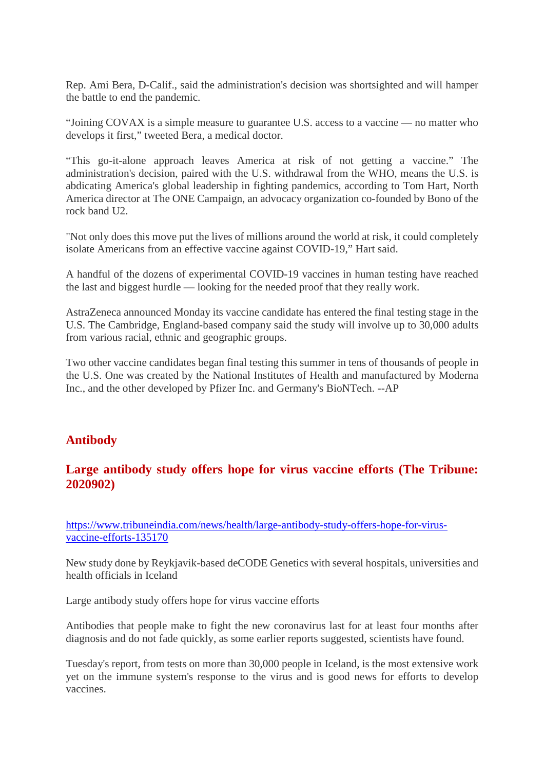Rep. Ami Bera, D-Calif., said the administration's decision was shortsighted and will hamper the battle to end the pandemic.

“Joining COVAX is a simple measure to guarantee U.S. access to a vaccine — no matter who develops it first,” tweeted Bera, a medical doctor.

“This go-it-alone approach leaves America at risk of not getting a vaccine.” The administration's decision, paired with the U.S. withdrawal from the WHO, means the U.S. is abdicating America's global leadership in fighting pandemics, according to Tom Hart, North America director at The ONE Campaign, an advocacy organization co-founded by Bono of the rock band U2.

"Not only does this move put the lives of millions around the world at risk, it could completely isolate Americans from an effective vaccine against COVID-19,” Hart said.

A handful of the dozens of experimental COVID-19 vaccines in human testing have reached the last and biggest hurdle — looking for the needed proof that they really work.

AstraZeneca announced Monday its vaccine candidate has entered the final testing stage in the U.S. The Cambridge, England-based company said the study will involve up to 30,000 adults from various racial, ethnic and geographic groups.

Two other vaccine candidates began final testing this summer in tens of thousands of people in the U.S. One was created by the National Institutes of Health and manufactured by Moderna Inc., and the other developed by Pfizer Inc. and Germany's BioNTech. --AP

## Antibody

## Large antibody study offers hope for virus vaccine efforts (The Tribune: 2020902)

https://www.tribuneindia.com/news/health/large-antibody-study-offers-hope-for-virus-vaccine-efforts-135170

New study done by Reykjavik-based deCODE Genetics with several hospitals, universities and health officials in Iceland

Large antibody study offers hope for virus vaccine efforts

Antibodies that people make to fight the new coronavirus last for at least four months after diagnosis and do not fade quickly, as some earlier reports suggested, scientists have found.

Tuesday's report, from tests on more than 30,000 people in Iceland, is the most extensive work yet on the immune system's response to the virus and is good news for efforts to develop vaccines.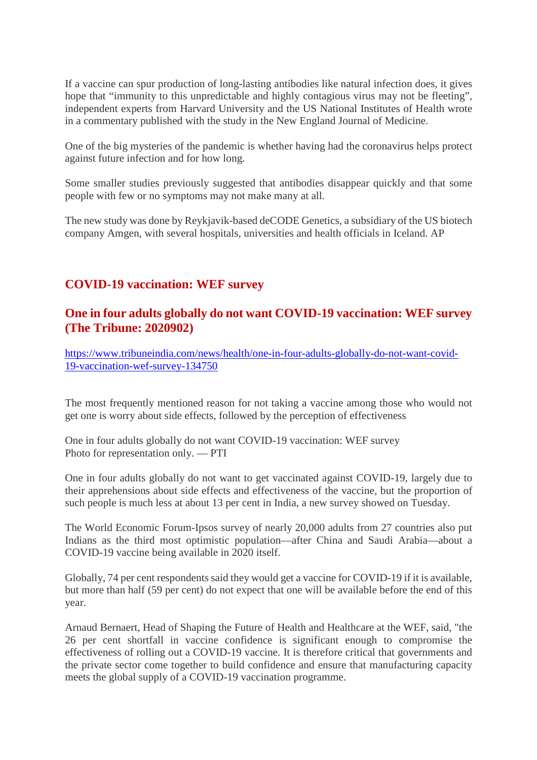If a vaccine can spur production of long-lasting antibodies like natural infection does, it gives hope that "immunity to this unpredictable and highly contagious virus may not be fleeting", independent experts from Harvard University and the US National Institutes of Health wrote in a commentary published with the study in the New England Journal of Medicine.

One of the big mysteries of the pandemic is whether having had the coronavirus helps protect against future infection and for how long.

Some smaller studies previously suggested that antibodies disappear quickly and that some people with few or no symptoms may not make many at all.

The new study was done by Reykjavik-based deCODE Genetics, a subsidiary of the US biotech company Amgen, with several hospitals, universities and health officials in Iceland. AP

## COVID-19 vaccination: WEF survey

### One in four adults globally do not want COVID-19 vaccination: WEF survey (The Tribune: 2020902)

https://www.tribuneindia.com/news/health/one-in-four-adults-globally-do-not-want-covid-19-vaccination-wef-survey-134750

The most frequently mentioned reason for not taking a vaccine among those who would not get one is worry about side effects, followed by the perception of effectiveness

One in four adults globally do not want COVID-19 vaccination: WEF survey
Photo for representation only. — PTI

One in four adults globally do not want to get vaccinated against COVID-19, largely due to their apprehensions about side effects and effectiveness of the vaccine, but the proportion of such people is much less at about 13 per cent in India, a new survey showed on Tuesday.

The World Economic Forum-Ipsos survey of nearly 20,000 adults from 27 countries also put Indians as the third most optimistic population—after China and Saudi Arabia—about a COVID-19 vaccine being available in 2020 itself.

Globally, 74 per cent respondents said they would get a vaccine for COVID-19 if it is available, but more than half (59 per cent) do not expect that one will be available before the end of this year.

Arnaud Bernaert, Head of Shaping the Future of Health and Healthcare at the WEF, said, "the 26 per cent shortfall in vaccine confidence is significant enough to compromise the effectiveness of rolling out a COVID-19 vaccine. It is therefore critical that governments and the private sector come together to build confidence and ensure that manufacturing capacity meets the global supply of a COVID-19 vaccination programme.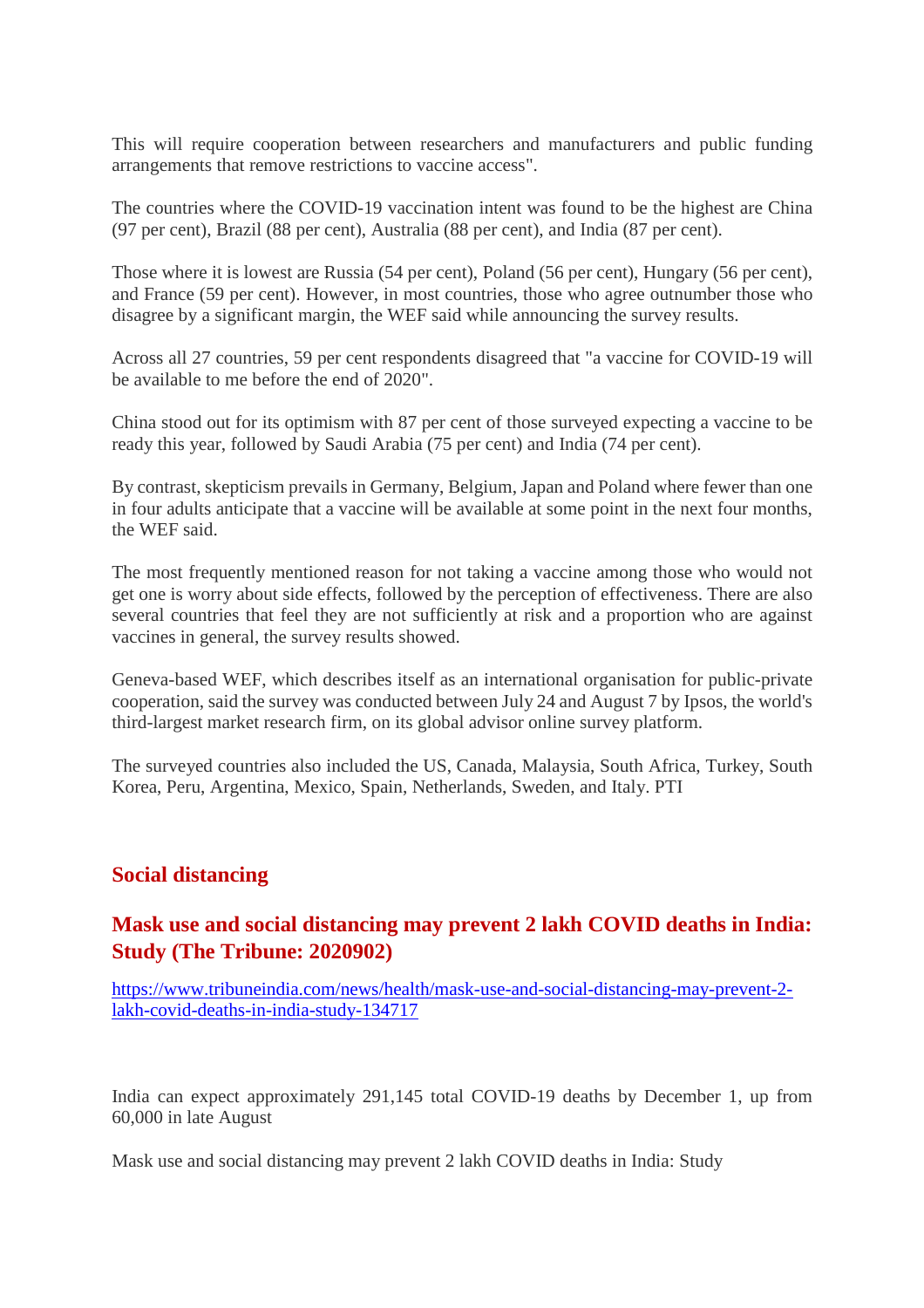This will require cooperation between researchers and manufacturers and public funding arrangements that remove restrictions to vaccine access".

The countries where the COVID-19 vaccination intent was found to be the highest are China (97 per cent), Brazil (88 per cent), Australia (88 per cent), and India (87 per cent).

Those where it is lowest are Russia (54 per cent), Poland (56 per cent), Hungary (56 per cent), and France (59 per cent). However, in most countries, those who agree outnumber those who disagree by a significant margin, the WEF said while announcing the survey results.

Across all 27 countries, 59 per cent respondents disagreed that "a vaccine for COVID-19 will be available to me before the end of 2020".

China stood out for its optimism with 87 per cent of those surveyed expecting a vaccine to be ready this year, followed by Saudi Arabia (75 per cent) and India (74 per cent).

By contrast, skepticism prevails in Germany, Belgium, Japan and Poland where fewer than one in four adults anticipate that a vaccine will be available at some point in the next four months, the WEF said.

The most frequently mentioned reason for not taking a vaccine among those who would not get one is worry about side effects, followed by the perception of effectiveness. There are also several countries that feel they are not sufficiently at risk and a proportion who are against vaccines in general, the survey results showed.

Geneva-based WEF, which describes itself as an international organisation for public-private cooperation, said the survey was conducted between July 24 and August 7 by Ipsos, the world's third-largest market research firm, on its global advisor online survey platform.

The surveyed countries also included the US, Canada, Malaysia, South Africa, Turkey, South Korea, Peru, Argentina, Mexico, Spain, Netherlands, Sweden, and Italy. PTI

## Social distancing

### Mask use and social distancing may prevent 2 lakh COVID deaths in India: Study (The Tribune: 2020902)

https://www.tribuneindia.com/news/health/mask-use-and-social-distancing-may-prevent-2-lakh-covid-deaths-in-india-study-134717

India can expect approximately 291,145 total COVID-19 deaths by December 1, up from 60,000 in late August

Mask use and social distancing may prevent 2 lakh COVID deaths in India: Study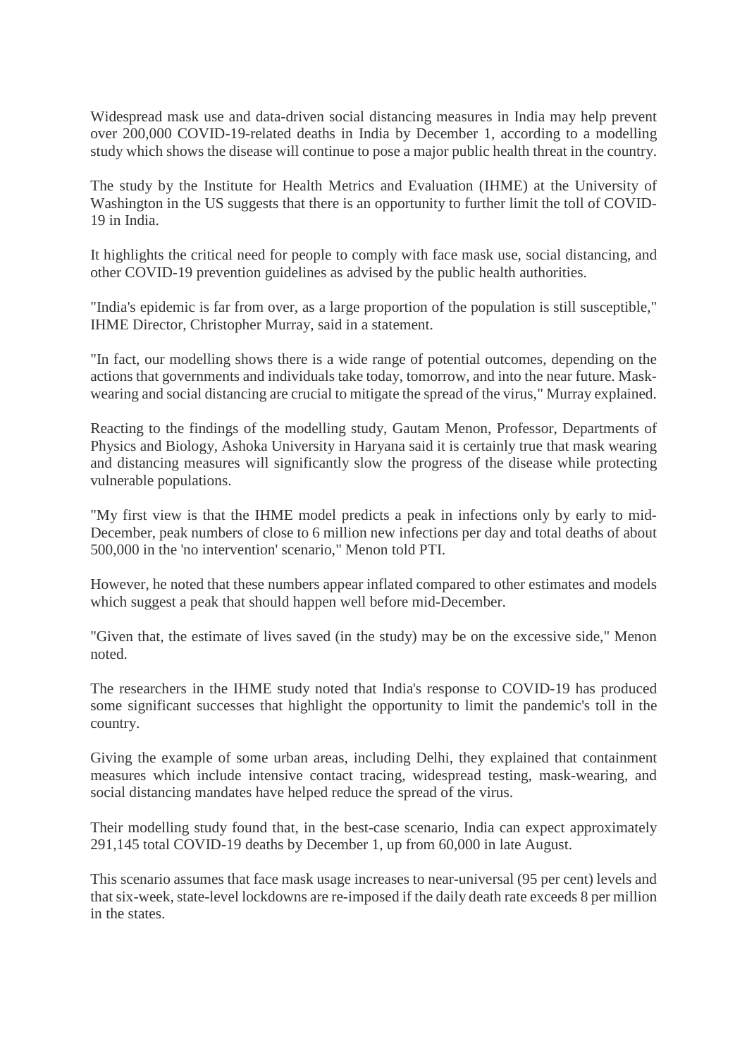Widespread mask use and data-driven social distancing measures in India may help prevent over 200,000 COVID-19-related deaths in India by December 1, according to a modelling study which shows the disease will continue to pose a major public health threat in the country.

The study by the Institute for Health Metrics and Evaluation (IHME) at the University of Washington in the US suggests that there is an opportunity to further limit the toll of COVID-19 in India.

It highlights the critical need for people to comply with face mask use, social distancing, and other COVID-19 prevention guidelines as advised by the public health authorities.

"India's epidemic is far from over, as a large proportion of the population is still susceptible," IHME Director, Christopher Murray, said in a statement.

"In fact, our modelling shows there is a wide range of potential outcomes, depending on the actions that governments and individuals take today, tomorrow, and into the near future. Mask-wearing and social distancing are crucial to mitigate the spread of the virus," Murray explained.

Reacting to the findings of the modelling study, Gautam Menon, Professor, Departments of Physics and Biology, Ashoka University in Haryana said it is certainly true that mask wearing and distancing measures will significantly slow the progress of the disease while protecting vulnerable populations.

"My first view is that the IHME model predicts a peak in infections only by early to mid-December, peak numbers of close to 6 million new infections per day and total deaths of about 500,000 in the 'no intervention' scenario," Menon told PTI.

However, he noted that these numbers appear inflated compared to other estimates and models which suggest a peak that should happen well before mid-December.

"Given that, the estimate of lives saved (in the study) may be on the excessive side," Menon noted.

The researchers in the IHME study noted that India's response to COVID-19 has produced some significant successes that highlight the opportunity to limit the pandemic's toll in the country.

Giving the example of some urban areas, including Delhi, they explained that containment measures which include intensive contact tracing, widespread testing, mask-wearing, and social distancing mandates have helped reduce the spread of the virus.

Their modelling study found that, in the best-case scenario, India can expect approximately 291,145 total COVID-19 deaths by December 1, up from 60,000 in late August.

This scenario assumes that face mask usage increases to near-universal (95 per cent) levels and that six-week, state-level lockdowns are re-imposed if the daily death rate exceeds 8 per million in the states.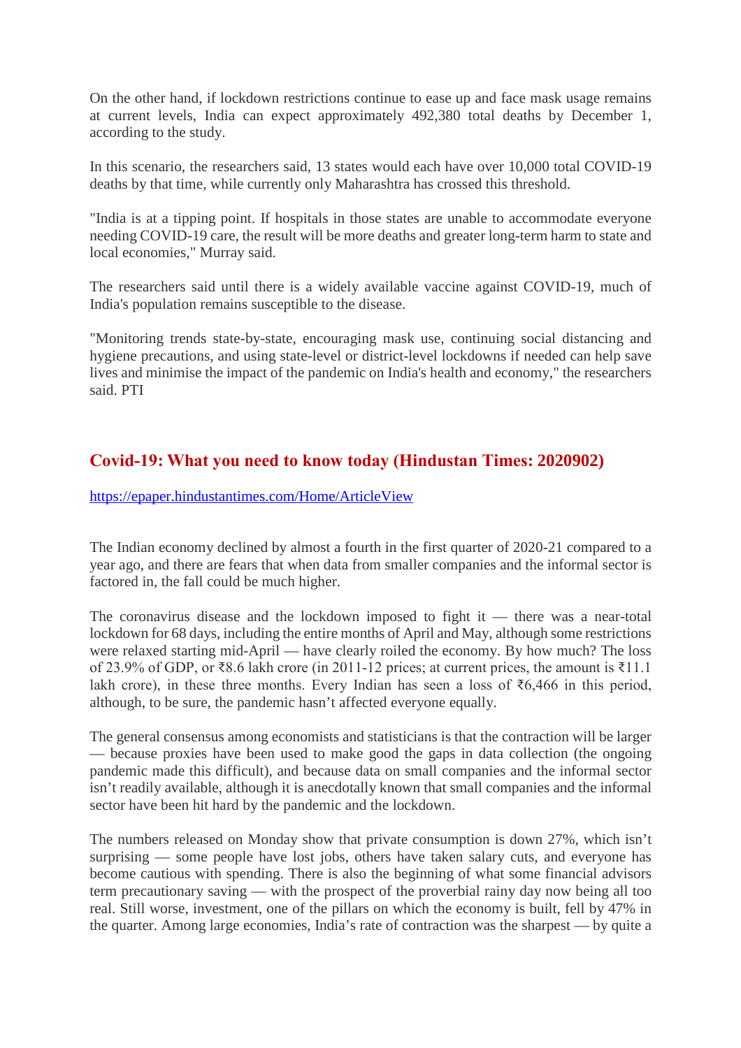On the other hand, if lockdown restrictions continue to ease up and face mask usage remains at current levels, India can expect approximately 492,380 total deaths by December 1, according to the study.

In this scenario, the researchers said, 13 states would each have over 10,000 total COVID-19 deaths by that time, while currently only Maharashtra has crossed this threshold.

"India is at a tipping point. If hospitals in those states are unable to accommodate everyone needing COVID-19 care, the result will be more deaths and greater long-term harm to state and local economies," Murray said.

The researchers said until there is a widely available vaccine against COVID-19, much of India's population remains susceptible to the disease.

"Monitoring trends state-by-state, encouraging mask use, continuing social distancing and hygiene precautions, and using state-level or district-level lockdowns if needed can help save lives and minimise the impact of the pandemic on India's health and economy," the researchers said. PTI

## Covid-19: What you need to know today (Hindustan Times: 2020902)

https://epaper.hindustantimes.com/Home/ArticleView

The Indian economy declined by almost a fourth in the first quarter of 2020-21 compared to a year ago, and there are fears that when data from smaller companies and the informal sector is factored in, the fall could be much higher.

The coronavirus disease and the lockdown imposed to fight it — there was a near-total lockdown for 68 days, including the entire months of April and May, although some restrictions were relaxed starting mid-April — have clearly roiled the economy. By how much? The loss of 23.9% of GDP, or ₹8.6 lakh crore (in 2011-12 prices; at current prices, the amount is ₹11.1 lakh crore), in these three months. Every Indian has seen a loss of ₹6,466 in this period, although, to be sure, the pandemic hasn't affected everyone equally.

The general consensus among economists and statisticians is that the contraction will be larger — because proxies have been used to make good the gaps in data collection (the ongoing pandemic made this difficult), and because data on small companies and the informal sector isn't readily available, although it is anecdotally known that small companies and the informal sector have been hit hard by the pandemic and the lockdown.

The numbers released on Monday show that private consumption is down 27%, which isn't surprising — some people have lost jobs, others have taken salary cuts, and everyone has become cautious with spending. There is also the beginning of what some financial advisors term precautionary saving — with the prospect of the proverbial rainy day now being all too real. Still worse, investment, one of the pillars on which the economy is built, fell by 47% in the quarter. Among large economies, India's rate of contraction was the sharpest — by quite a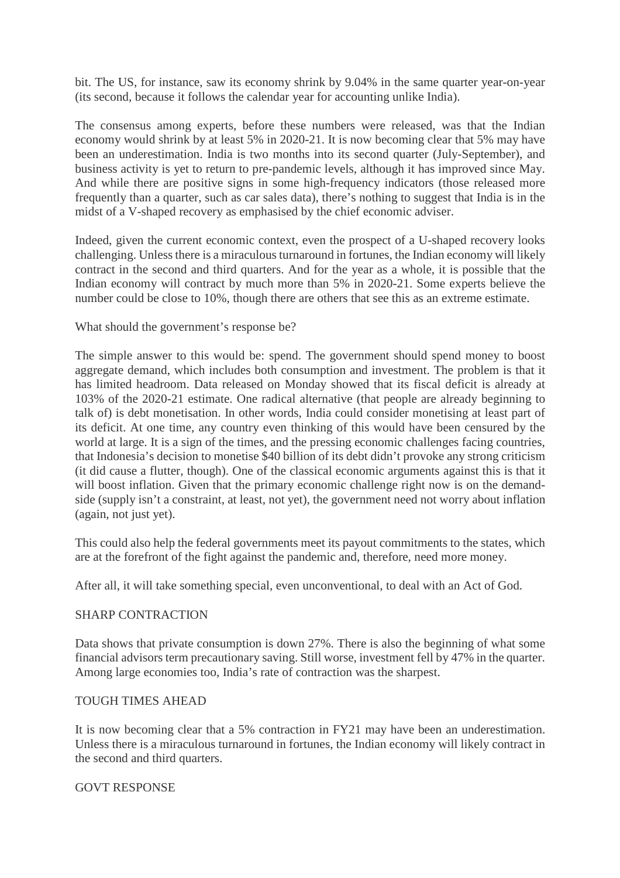bit. The US, for instance, saw its economy shrink by 9.04% in the same quarter year-on-year (its second, because it follows the calendar year for accounting unlike India).

The consensus among experts, before these numbers were released, was that the Indian economy would shrink by at least 5% in 2020-21. It is now becoming clear that 5% may have been an underestimation. India is two months into its second quarter (July-September), and business activity is yet to return to pre-pandemic levels, although it has improved since May. And while there are positive signs in some high-frequency indicators (those released more frequently than a quarter, such as car sales data), there's nothing to suggest that India is in the midst of a V-shaped recovery as emphasised by the chief economic adviser.

Indeed, given the current economic context, even the prospect of a U-shaped recovery looks challenging. Unless there is a miraculous turnaround in fortunes, the Indian economy will likely contract in the second and third quarters. And for the year as a whole, it is possible that the Indian economy will contract by much more than 5% in 2020-21. Some experts believe the number could be close to 10%, though there are others that see this as an extreme estimate.

What should the government's response be?

The simple answer to this would be: spend. The government should spend money to boost aggregate demand, which includes both consumption and investment. The problem is that it has limited headroom. Data released on Monday showed that its fiscal deficit is already at 103% of the 2020-21 estimate. One radical alternative (that people are already beginning to talk of) is debt monetisation. In other words, India could consider monetising at least part of its deficit. At one time, any country even thinking of this would have been censured by the world at large. It is a sign of the times, and the pressing economic challenges facing countries, that Indonesia's decision to monetise $40 billion of its debt didn't provoke any strong criticism (it did cause a flutter, though). One of the classical economic arguments against this is that it will boost inflation. Given that the primary economic challenge right now is on the demand-side (supply isn't a constraint, at least, not yet), the government need not worry about inflation (again, not just yet).

This could also help the federal governments meet its payout commitments to the states, which are at the forefront of the fight against the pandemic and, therefore, need more money.

After all, it will take something special, even unconventional, to deal with an Act of God.

SHARP CONTRACTION

Data shows that private consumption is down 27%. There is also the beginning of what some financial advisors term precautionary saving. Still worse, investment fell by 47% in the quarter. Among large economies too, India's rate of contraction was the sharpest.

TOUGH TIMES AHEAD

It is now becoming clear that a 5% contraction in FY21 may have been an underestimation. Unless there is a miraculous turnaround in fortunes, the Indian economy will likely contract in the second and third quarters.

GOVT RESPONSE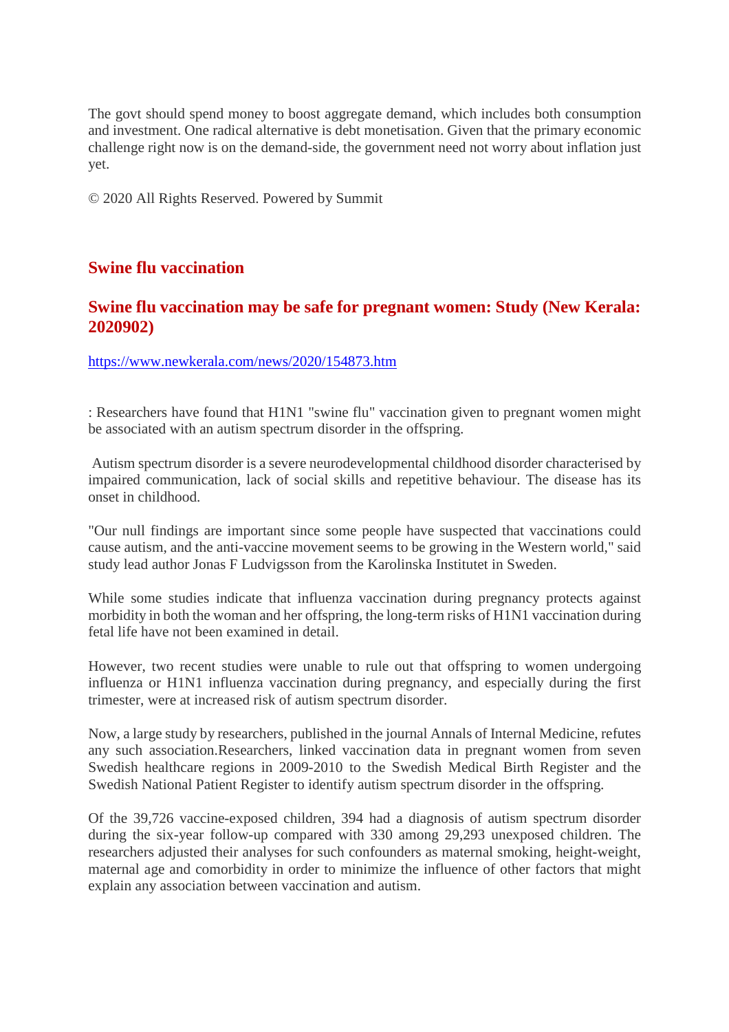The govt should spend money to boost aggregate demand, which includes both consumption and investment. One radical alternative is debt monetisation. Given that the primary economic challenge right now is on the demand-side, the government need not worry about inflation just yet.

© 2020 All Rights Reserved. Powered by Summit

## Swine flu vaccination

### Swine flu vaccination may be safe for pregnant women: Study (New Kerala: 2020902)

https://www.newkerala.com/news/2020/154873.htm

: Researchers have found that H1N1 "swine flu" vaccination given to pregnant women might be associated with an autism spectrum disorder in the offspring.

Autism spectrum disorder is a severe neurodevelopmental childhood disorder characterised by impaired communication, lack of social skills and repetitive behaviour. The disease has its onset in childhood.

"Our null findings are important since some people have suspected that vaccinations could cause autism, and the anti-vaccine movement seems to be growing in the Western world," said study lead author Jonas F Ludvigsson from the Karolinska Institutet in Sweden.

While some studies indicate that influenza vaccination during pregnancy protects against morbidity in both the woman and her offspring, the long-term risks of H1N1 vaccination during fetal life have not been examined in detail.

However, two recent studies were unable to rule out that offspring to women undergoing influenza or H1N1 influenza vaccination during pregnancy, and especially during the first trimester, were at increased risk of autism spectrum disorder.

Now, a large study by researchers, published in the journal Annals of Internal Medicine, refutes any such association.Researchers, linked vaccination data in pregnant women from seven Swedish healthcare regions in 2009-2010 to the Swedish Medical Birth Register and the Swedish National Patient Register to identify autism spectrum disorder in the offspring.

Of the 39,726 vaccine-exposed children, 394 had a diagnosis of autism spectrum disorder during the six-year follow-up compared with 330 among 29,293 unexposed children. The researchers adjusted their analyses for such confounders as maternal smoking, height-weight, maternal age and comorbidity in order to minimize the influence of other factors that might explain any association between vaccination and autism.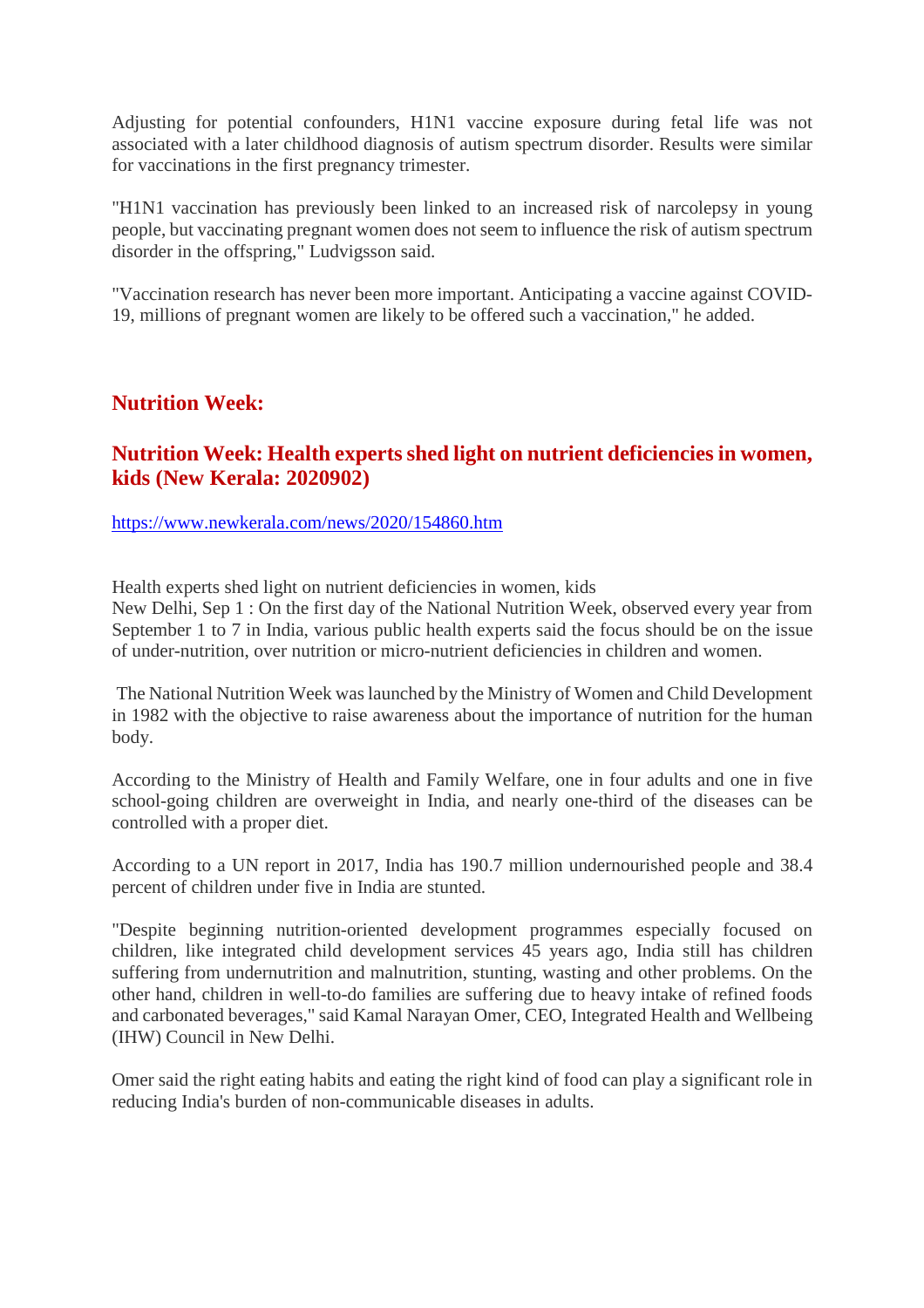Adjusting for potential confounders, H1N1 vaccine exposure during fetal life was not associated with a later childhood diagnosis of autism spectrum disorder. Results were similar for vaccinations in the first pregnancy trimester.

"H1N1 vaccination has previously been linked to an increased risk of narcolepsy in young people, but vaccinating pregnant women does not seem to influence the risk of autism spectrum disorder in the offspring," Ludvigsson said.

"Vaccination research has never been more important. Anticipating a vaccine against COVID-19, millions of pregnant women are likely to be offered such a vaccination," he added.

## Nutrition Week:

### Nutrition Week: Health experts shed light on nutrient deficiencies in women, kids (New Kerala: 2020902)

https://www.newkerala.com/news/2020/154860.htm

Health experts shed light on nutrient deficiencies in women, kids
New Delhi, Sep 1 : On the first day of the National Nutrition Week, observed every year from September 1 to 7 in India, various public health experts said the focus should be on the issue of under-nutrition, over nutrition or micro-nutrient deficiencies in children and women.

The National Nutrition Week was launched by the Ministry of Women and Child Development in 1982 with the objective to raise awareness about the importance of nutrition for the human body.

According to the Ministry of Health and Family Welfare, one in four adults and one in five school-going children are overweight in India, and nearly one-third of the diseases can be controlled with a proper diet.

According to a UN report in 2017, India has 190.7 million undernourished people and 38.4 percent of children under five in India are stunted.

"Despite beginning nutrition-oriented development programmes especially focused on children, like integrated child development services 45 years ago, India still has children suffering from undernutrition and malnutrition, stunting, wasting and other problems. On the other hand, children in well-to-do families are suffering due to heavy intake of refined foods and carbonated beverages," said Kamal Narayan Omer, CEO, Integrated Health and Wellbeing (IHW) Council in New Delhi.

Omer said the right eating habits and eating the right kind of food can play a significant role in reducing India's burden of non-communicable diseases in adults.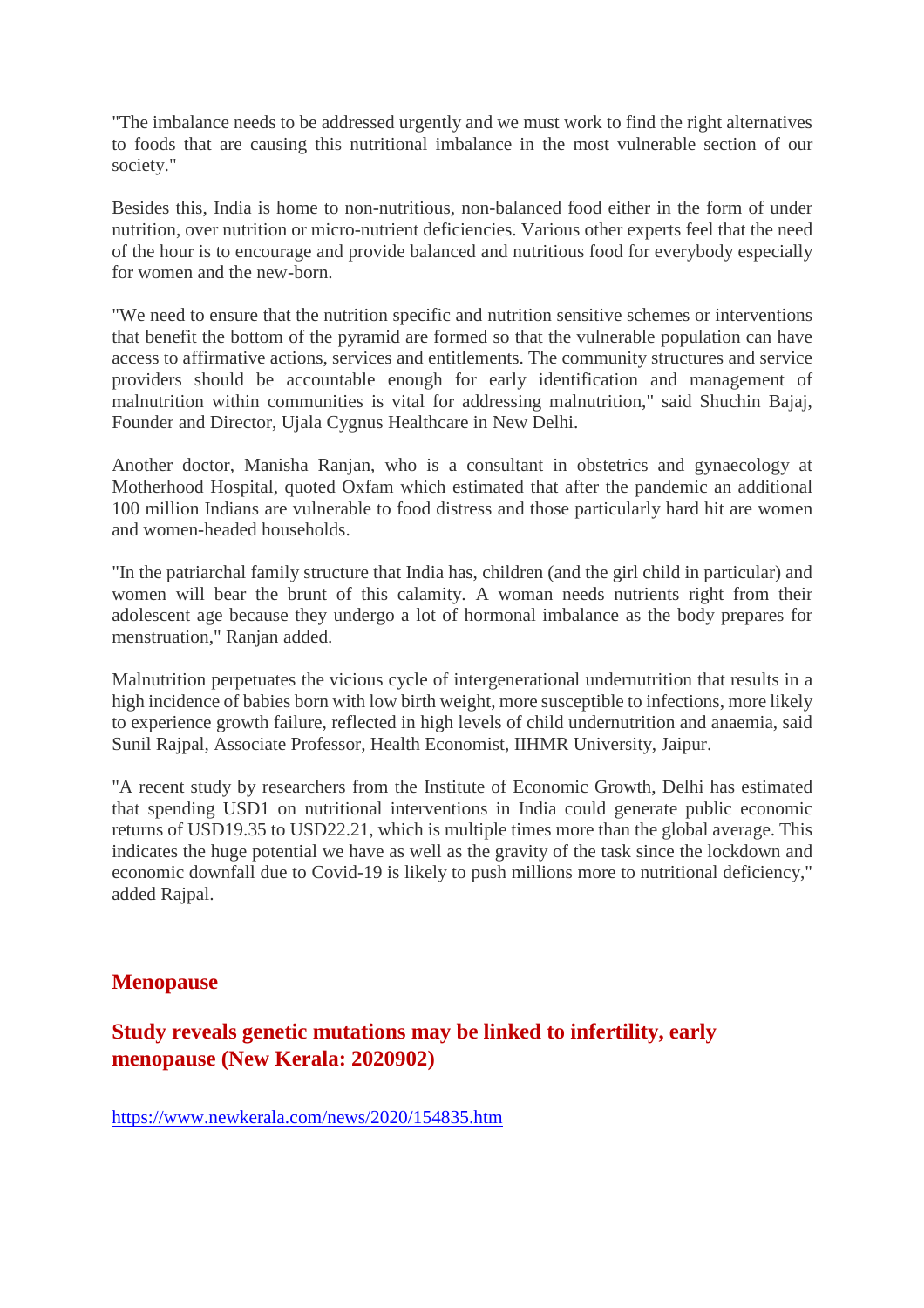"The imbalance needs to be addressed urgently and we must work to find the right alternatives to foods that are causing this nutritional imbalance in the most vulnerable section of our society."

Besides this, India is home to non-nutritious, non-balanced food either in the form of under nutrition, over nutrition or micro-nutrient deficiencies. Various other experts feel that the need of the hour is to encourage and provide balanced and nutritious food for everybody especially for women and the new-born.

"We need to ensure that the nutrition specific and nutrition sensitive schemes or interventions that benefit the bottom of the pyramid are formed so that the vulnerable population can have access to affirmative actions, services and entitlements. The community structures and service providers should be accountable enough for early identification and management of malnutrition within communities is vital for addressing malnutrition," said Shuchin Bajaj, Founder and Director, Ujala Cygnus Healthcare in New Delhi.

Another doctor, Manisha Ranjan, who is a consultant in obstetrics and gynaecology at Motherhood Hospital, quoted Oxfam which estimated that after the pandemic an additional 100 million Indians are vulnerable to food distress and those particularly hard hit are women and women-headed households.

"In the patriarchal family structure that India has, children (and the girl child in particular) and women will bear the brunt of this calamity. A woman needs nutrients right from their adolescent age because they undergo a lot of hormonal imbalance as the body prepares for menstruation," Ranjan added.

Malnutrition perpetuates the vicious cycle of intergenerational undernutrition that results in a high incidence of babies born with low birth weight, more susceptible to infections, more likely to experience growth failure, reflected in high levels of child undernutrition and anaemia, said Sunil Rajpal, Associate Professor, Health Economist, IIHMR University, Jaipur.

"A recent study by researchers from the Institute of Economic Growth, Delhi has estimated that spending USD1 on nutritional interventions in India could generate public economic returns of USD19.35 to USD22.21, which is multiple times more than the global average. This indicates the huge potential we have as well as the gravity of the task since the lockdown and economic downfall due to Covid-19 is likely to push millions more to nutritional deficiency," added Rajpal.

## Menopause

### Study reveals genetic mutations may be linked to infertility, early menopause (New Kerala: 2020902)

https://www.newkerala.com/news/2020/154835.htm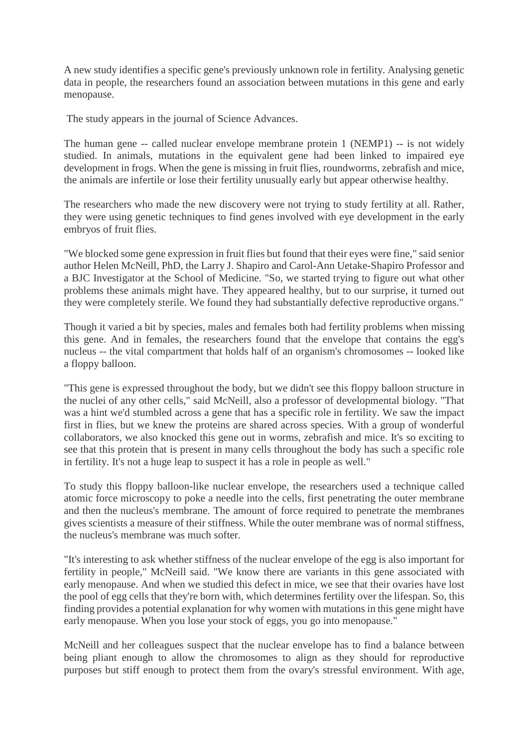A new study identifies a specific gene's previously unknown role in fertility. Analysing genetic data in people, the researchers found an association between mutations in this gene and early menopause.

The study appears in the journal of Science Advances.

The human gene -- called nuclear envelope membrane protein 1 (NEMP1) -- is not widely studied. In animals, mutations in the equivalent gene had been linked to impaired eye development in frogs. When the gene is missing in fruit flies, roundworms, zebrafish and mice, the animals are infertile or lose their fertility unusually early but appear otherwise healthy.

The researchers who made the new discovery were not trying to study fertility at all. Rather, they were using genetic techniques to find genes involved with eye development in the early embryos of fruit flies.

"We blocked some gene expression in fruit flies but found that their eyes were fine," said senior author Helen McNeill, PhD, the Larry J. Shapiro and Carol-Ann Uetake-Shapiro Professor and a BJC Investigator at the School of Medicine. "So, we started trying to figure out what other problems these animals might have. They appeared healthy, but to our surprise, it turned out they were completely sterile. We found they had substantially defective reproductive organs."

Though it varied a bit by species, males and females both had fertility problems when missing this gene. And in females, the researchers found that the envelope that contains the egg's nucleus -- the vital compartment that holds half of an organism's chromosomes -- looked like a floppy balloon.

"This gene is expressed throughout the body, but we didn't see this floppy balloon structure in the nuclei of any other cells," said McNeill, also a professor of developmental biology. "That was a hint we'd stumbled across a gene that has a specific role in fertility. We saw the impact first in flies, but we knew the proteins are shared across species. With a group of wonderful collaborators, we also knocked this gene out in worms, zebrafish and mice. It's so exciting to see that this protein that is present in many cells throughout the body has such a specific role in fertility. It's not a huge leap to suspect it has a role in people as well."

To study this floppy balloon-like nuclear envelope, the researchers used a technique called atomic force microscopy to poke a needle into the cells, first penetrating the outer membrane and then the nucleus's membrane. The amount of force required to penetrate the membranes gives scientists a measure of their stiffness. While the outer membrane was of normal stiffness, the nucleus's membrane was much softer.

"It's interesting to ask whether stiffness of the nuclear envelope of the egg is also important for fertility in people," McNeill said. "We know there are variants in this gene associated with early menopause. And when we studied this defect in mice, we see that their ovaries have lost the pool of egg cells that they're born with, which determines fertility over the lifespan. So, this finding provides a potential explanation for why women with mutations in this gene might have early menopause. When you lose your stock of eggs, you go into menopause."

McNeill and her colleagues suspect that the nuclear envelope has to find a balance between being pliant enough to allow the chromosomes to align as they should for reproductive purposes but stiff enough to protect them from the ovary's stressful environment. With age,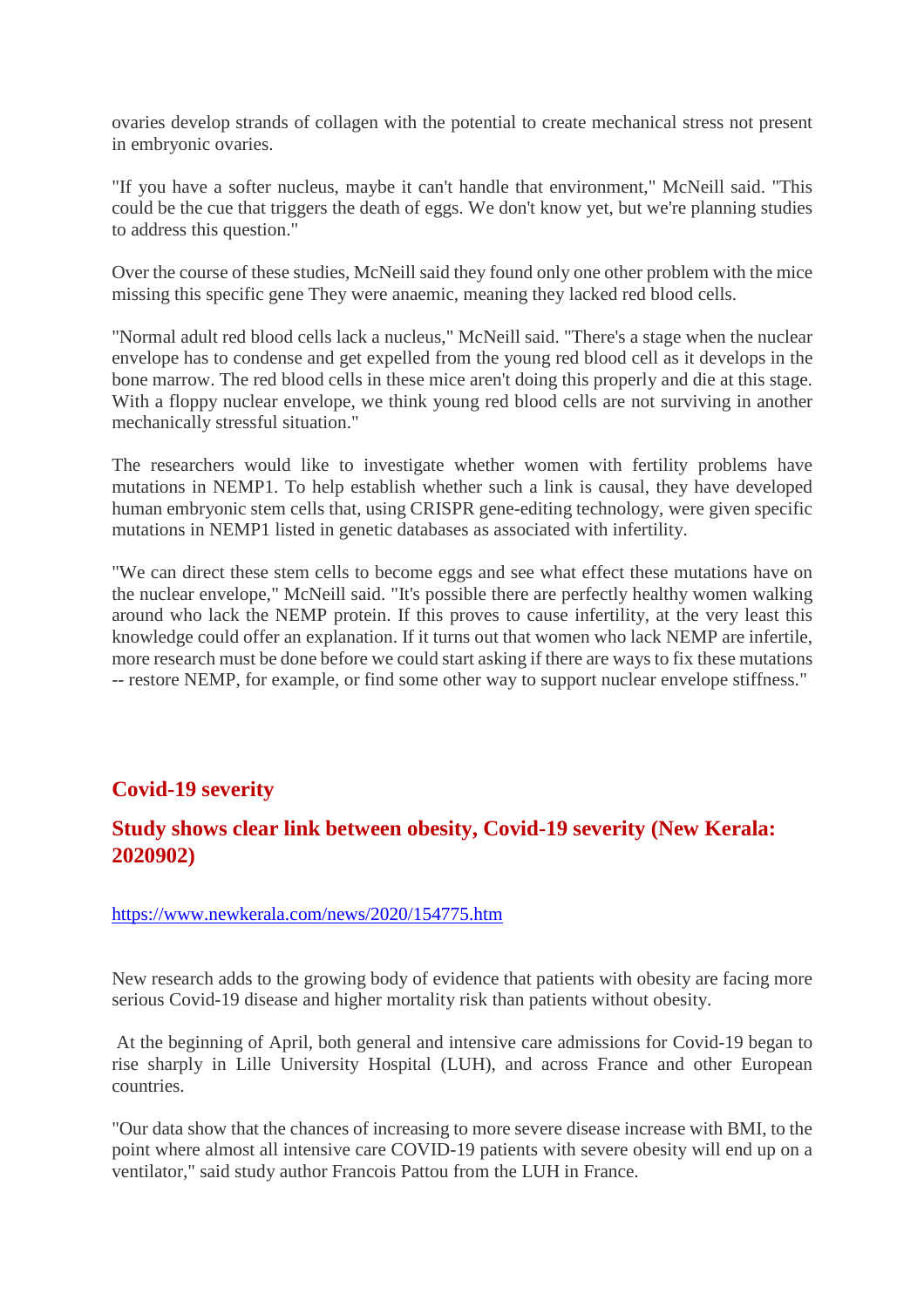ovaries develop strands of collagen with the potential to create mechanical stress not present in embryonic ovaries.

"If you have a softer nucleus, maybe it can't handle that environment," McNeill said. "This could be the cue that triggers the death of eggs. We don't know yet, but we're planning studies to address this question."

Over the course of these studies, McNeill said they found only one other problem with the mice missing this specific gene They were anaemic, meaning they lacked red blood cells.

"Normal adult red blood cells lack a nucleus," McNeill said. "There's a stage when the nuclear envelope has to condense and get expelled from the young red blood cell as it develops in the bone marrow. The red blood cells in these mice aren't doing this properly and die at this stage. With a floppy nuclear envelope, we think young red blood cells are not surviving in another mechanically stressful situation."

The researchers would like to investigate whether women with fertility problems have mutations in NEMP1. To help establish whether such a link is causal, they have developed human embryonic stem cells that, using CRISPR gene-editing technology, were given specific mutations in NEMP1 listed in genetic databases as associated with infertility.

"We can direct these stem cells to become eggs and see what effect these mutations have on the nuclear envelope," McNeill said. "It's possible there are perfectly healthy women walking around who lack the NEMP protein. If this proves to cause infertility, at the very least this knowledge could offer an explanation. If it turns out that women who lack NEMP are infertile, more research must be done before we could start asking if there are ways to fix these mutations -- restore NEMP, for example, or find some other way to support nuclear envelope stiffness."

## Covid-19 severity

## Study shows clear link between obesity, Covid-19 severity (New Kerala: 2020902)

https://www.newkerala.com/news/2020/154775.htm

New research adds to the growing body of evidence that patients with obesity are facing more serious Covid-19 disease and higher mortality risk than patients without obesity.

At the beginning of April, both general and intensive care admissions for Covid-19 began to rise sharply in Lille University Hospital (LUH), and across France and other European countries.

"Our data show that the chances of increasing to more severe disease increase with BMI, to the point where almost all intensive care COVID-19 patients with severe obesity will end up on a ventilator," said study author Francois Pattou from the LUH in France.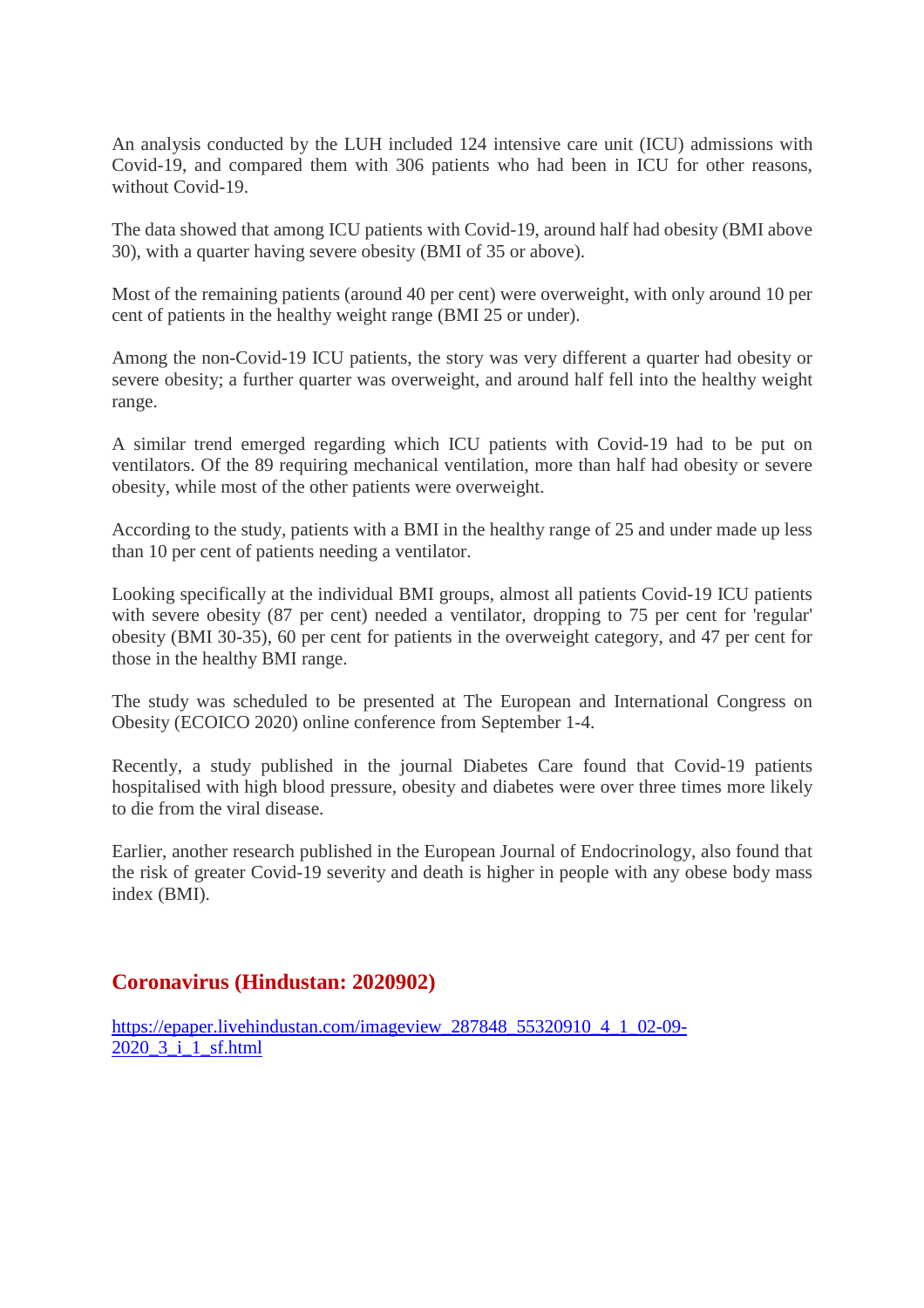An analysis conducted by the LUH included 124 intensive care unit (ICU) admissions with Covid-19, and compared them with 306 patients who had been in ICU for other reasons, without Covid-19.

The data showed that among ICU patients with Covid-19, around half had obesity (BMI above 30), with a quarter having severe obesity (BMI of 35 or above).

Most of the remaining patients (around 40 per cent) were overweight, with only around 10 per cent of patients in the healthy weight range (BMI 25 or under).

Among the non-Covid-19 ICU patients, the story was very different a quarter had obesity or severe obesity; a further quarter was overweight, and around half fell into the healthy weight range.

A similar trend emerged regarding which ICU patients with Covid-19 had to be put on ventilators. Of the 89 requiring mechanical ventilation, more than half had obesity or severe obesity, while most of the other patients were overweight.

According to the study, patients with a BMI in the healthy range of 25 and under made up less than 10 per cent of patients needing a ventilator.

Looking specifically at the individual BMI groups, almost all patients Covid-19 ICU patients with severe obesity (87 per cent) needed a ventilator, dropping to 75 per cent for 'regular' obesity (BMI 30-35), 60 per cent for patients in the overweight category, and 47 per cent for those in the healthy BMI range.

The study was scheduled to be presented at The European and International Congress on Obesity (ECOICO 2020) online conference from September 1-4.

Recently, a study published in the journal Diabetes Care found that Covid-19 patients hospitalised with high blood pressure, obesity and diabetes were over three times more likely to die from the viral disease.

Earlier, another research published in the European Journal of Endocrinology, also found that the risk of greater Covid-19 severity and death is higher in people with any obese body mass index (BMI).

## Coronavirus (Hindustan: 2020902)

[https://epaper.livehindustan.com/imageview_287848_55320910_4_1_02-09-2020_3_i_1_sf.html](https://epaper.livehindustan.com/imageview_287848_55320910_4_1_02-09-2020_3_i_1_sf.html)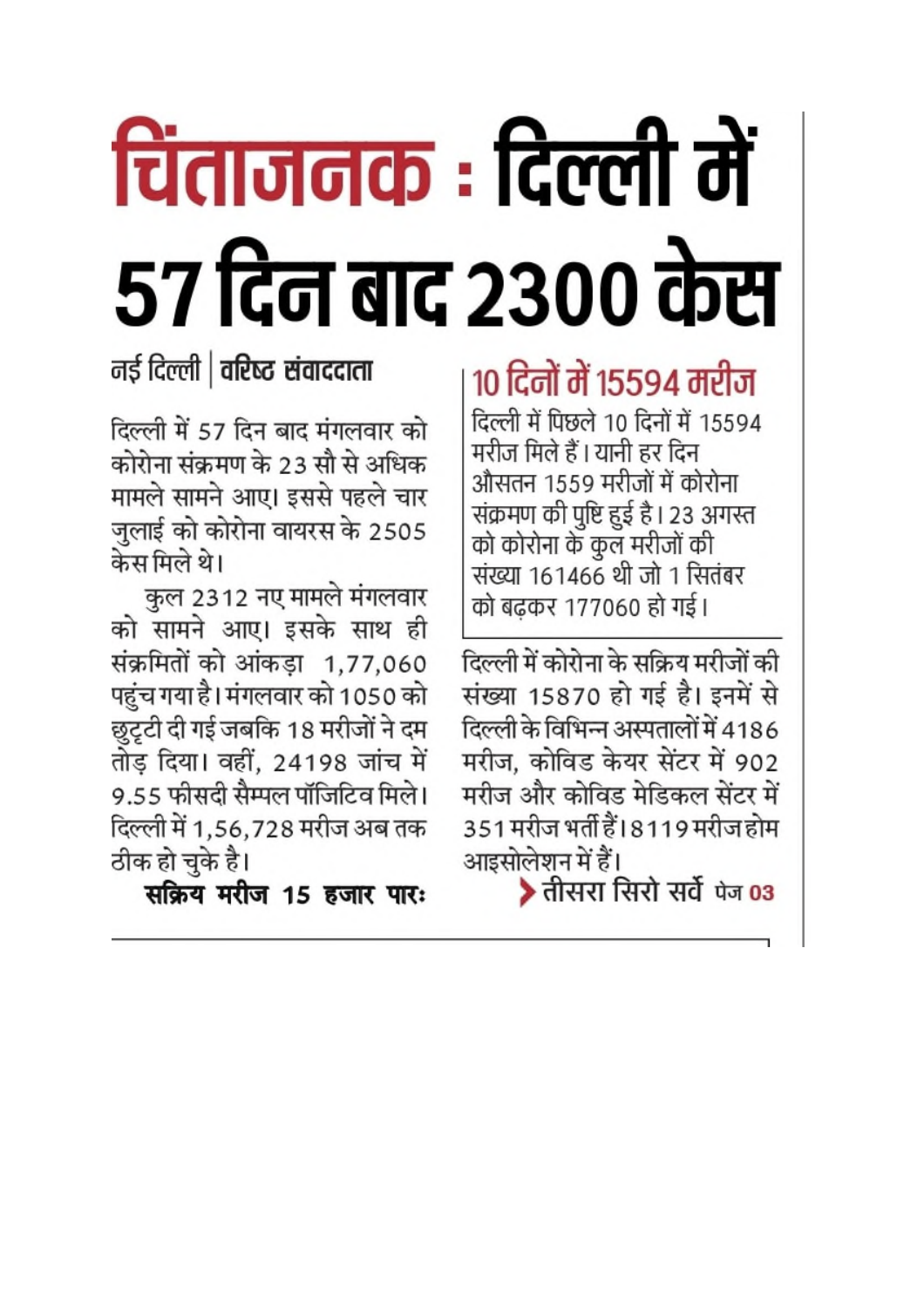# चिंताजनक : दिल्ली में 57 दिन बाद 2300 केस

नई दिल्ली | **वरिष्ठ संवाददाता**

दिल्ली में 57 दिन बाद मंगलवार को कोरोना संक्रमण के 23 सौ से अधिक मामले सामने आए। इससे पहले चार जुलाई को कोरोना वायरस के 2505 केस मिले थे।

कुल 2312 नए मामले मंगलवार को सामने आए। इसके साथ ही संक्रमितों को आंकड़ा 1,77,060 पहुंच गया है। मंगलवार को 1050 को छुट्टी दी गई जबकि 18 मरीजों ने दम तोड़ दिया। वहीं, 24198 जांच में 9.55 फीसदी सैम्पल पॉजिटिव मिले। दिल्ली में 1,56,728 मरीज अब तक ठीक हो चुके है।

**सक्रिय मरीज 15 हजार पारः**

दिल्ली में कोरोना के सक्रिय मरीजों की संख्या 15870 हो गई है। इनमें से दिल्ली के विभिन्न अस्पतालों में 4186 मरीज, कोविड केयर सेंटर में 902 मरीज और कोविड मेडिकल सेंटर में 351 मरीज भर्ती हैं। 8119 मरीज होम आइसोलेशन में हैं।

## 10 दिनों में 15594 मरीज

दिल्ली में पिछले 10 दिनों में 15594 मरीज मिले हैं। यानी हर दिन औसतन 1559 मरीजों में कोरोना संक्रमण की पुष्टि हुई है। 23 अगस्त को कोरोना के कुल मरीजों की संख्या 161466 थी जो 1 सितंबर को बढ़कर 177060 हो गई।

> तीसरा सिरो सर्वे पेज 03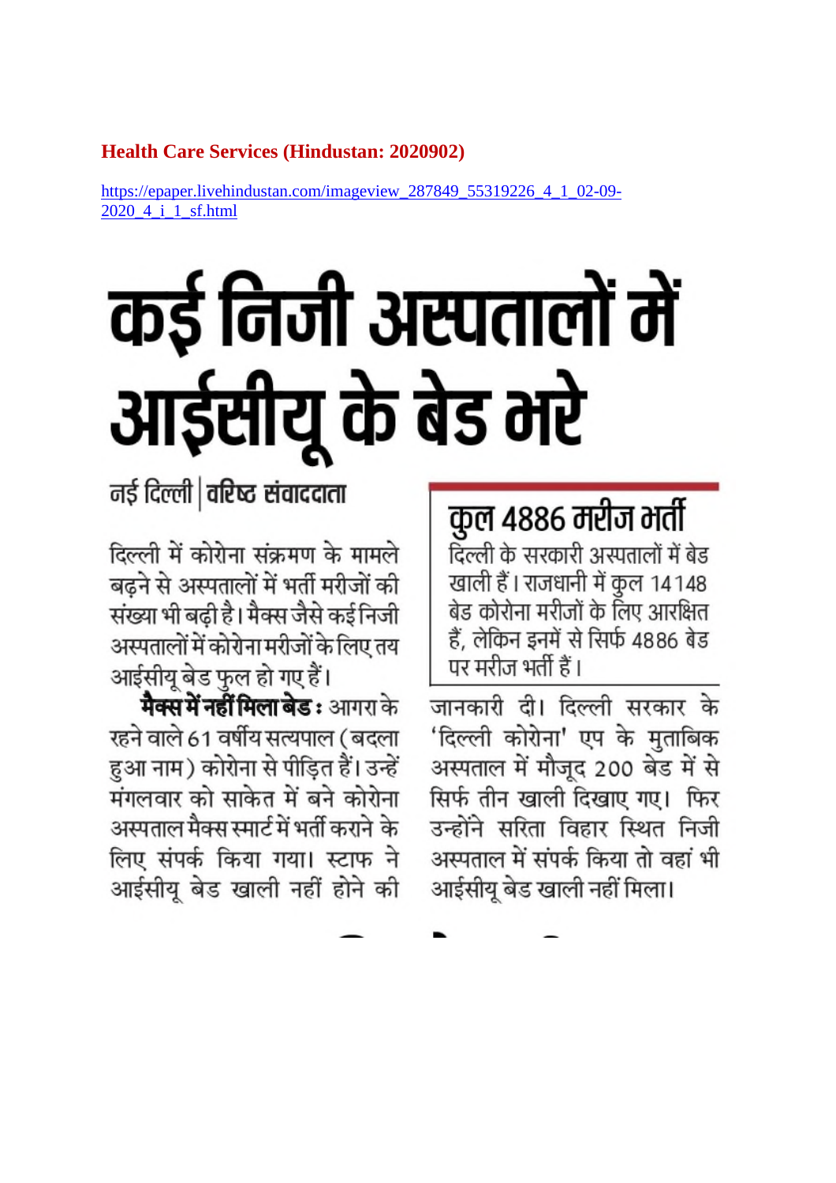**Health Care Services (Hindustan: 2020902)**

https://epaper.livehindustan.com/imageview_287849_55319226_4_1_02-09-2020_4_i_1_sf.html

# कई निजी अस्पतालों में आईसीयू के बेड भरे

नई दिल्ली | वरिष्ठ संवाददाता

दिल्ली में कोरोना संक्रमण के मामले बढ़ने से अस्पतालों में भर्ती मरीजों की संख्या भी बढ़ी है। मैक्स जैसे कई निजी अस्पतालों में कोरोना मरीजों के लिए तय आईसीयू बेड फुल हो गए हैं।

**मैक्स में नहीं मिला बेड :** आगरा के रहने वाले 61 वर्षीय सत्यपाल (बदला हुआ नाम) कोरोना से पीड़ित हैं। उन्हें मंगलवार को साकेत में बने कोरोना अस्पताल मैक्स स्मार्ट में भर्ती कराने के लिए संपर्क किया गया। स्टाफ ने आईसीयू बेड खाली नहीं होने की जानकारी दी। दिल्ली सरकार के 'दिल्ली कोरोना' एप के मुताबिक अस्पताल में मौजूद 200 बेड में से सिर्फ तीन खाली दिखाए गए। फिर उन्होंने सरिता विहार स्थित निजी अस्पताल में संपर्क किया तो वहां भी आईसीयू बेड खाली नहीं मिला।

## कुल 4886 मरीज भर्ती

दिल्ली के सरकारी अस्पतालों में बेड खाली हैं। राजधानी में कुल 14148 बेड कोरोना मरीजों के लिए आरक्षित हैं, लेकिन इनमें से सिर्फ 4886 बेड पर मरीज भर्ती हैं।